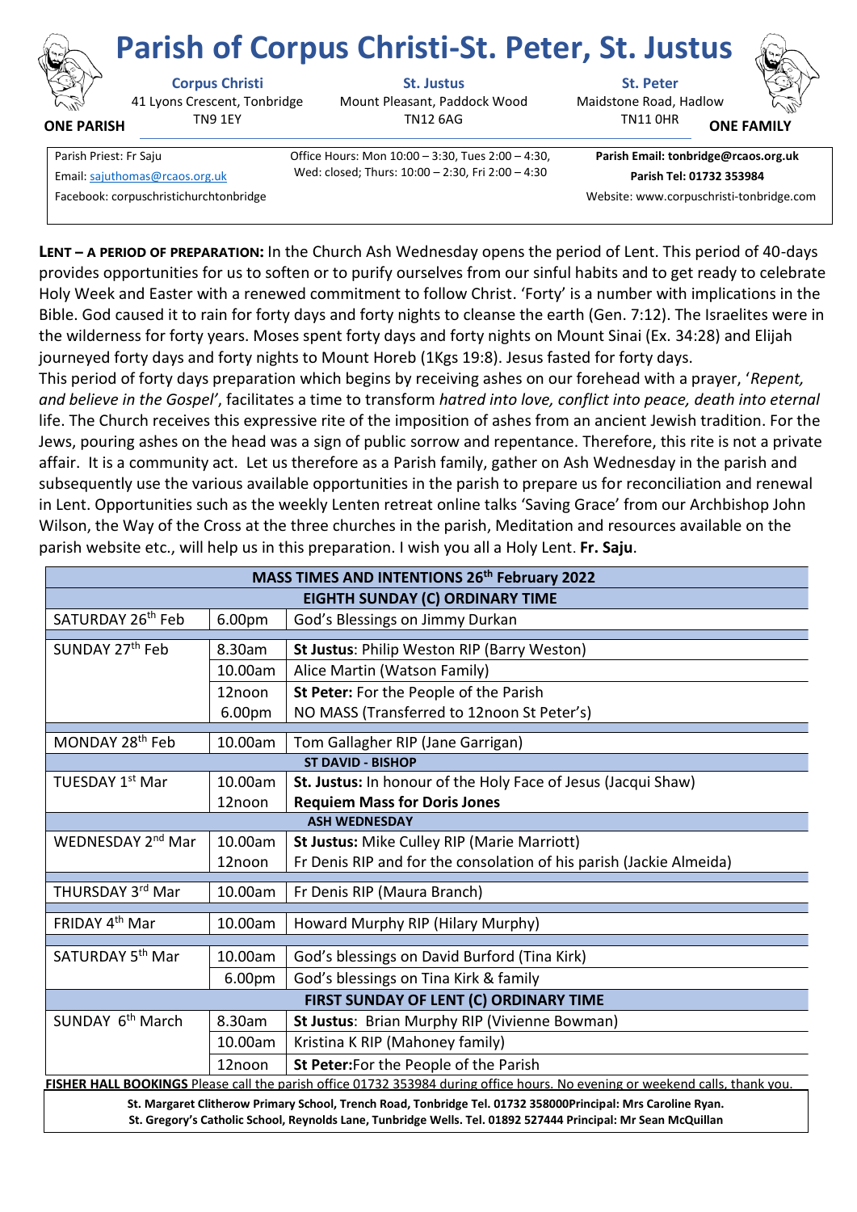# Parish of Corpus Christi-St. Peter, St. Justus

**ONE PARISH** | **ONE FAMILY**

**Corpus Christi**
41 Lyons Crescent, Tonbridge
TN9 1EY

**St. Justus**
Mount Pleasant, Paddock Wood
TN12 6AG

**St. Peter**
Maidstone Road, Hadlow
TN11 0HR

Parish Priest: Fr Saju
Email: sajuthomas@rcaos.org.uk
Facebook: corpuschristichurchtonbridge

Office Hours: Mon 10:00 – 3:30, Tues 2:00 – 4:30, Wed: closed; Thurs: 10:00 – 2:30, Fri 2:00 – 4:30

**Parish Email: tonbridge@rcaos.org.uk**
**Parish Tel: 01732 353984**
Website: www.corpuschristi-tonbridge.com

**LENT – A PERIOD OF PREPARATION:** In the Church Ash Wednesday opens the period of Lent. This period of 40-days provides opportunities for us to soften or to purify ourselves from our sinful habits and to get ready to celebrate Holy Week and Easter with a renewed commitment to follow Christ. 'Forty' is a number with implications in the Bible. God caused it to rain for forty days and forty nights to cleanse the earth (Gen. 7:12). The Israelites were in the wilderness for forty years. Moses spent forty days and forty nights on Mount Sinai (Ex. 34:28) and Elijah journeyed forty days and forty nights to Mount Horeb (1Kgs 19:8). Jesus fasted for forty days.
This period of forty days preparation which begins by receiving ashes on our forehead with a prayer, '*Repent, and believe in the Gospel*', facilitates a time to transform *hatred into love, conflict into peace, death into eternal* life. The Church receives this expressive rite of the imposition of ashes from an ancient Jewish tradition. For the Jews, pouring ashes on the head was a sign of public sorrow and repentance. Therefore, this rite is not a private affair. It is a community act. Let us therefore as a Parish family, gather on Ash Wednesday in the parish and subsequently use the various available opportunities in the parish to prepare us for reconciliation and renewal in Lent. Opportunities such as the weekly Lenten retreat online talks 'Saving Grace' from our Archbishop John Wilson, the Way of the Cross at the three churches in the parish, Meditation and resources available on the parish website etc., will help us in this preparation. I wish you all a Holy Lent. **Fr. Saju**.

| **MASS TIMES AND INTENTIONS 26th February 2022** | | |
|---|---|---|
| **EIGHTH SUNDAY (C) ORDINARY TIME** | | |
| SATURDAY 26th Feb | 6.00pm | God's Blessings on Jimmy Durkan |
| SUNDAY 27th Feb | 8.30am | **St Justus**: Philip Weston RIP (Barry Weston) |
| | 10.00am | Alice Martin (Watson Family) |
| | 12noon | **St Peter:** For the People of the Parish |
| | 6.00pm | NO MASS (Transferred to 12noon St Peter's) |
| MONDAY 28th Feb | 10.00am | Tom Gallagher RIP (Jane Garrigan) |
| **ST DAVID - BISHOP** | | |
| TUESDAY 1st Mar | 10.00am | **St. Justus:** In honour of the Holy Face of Jesus (Jacqui Shaw) |
| | 12noon | **Requiem Mass for Doris Jones** |
| **ASH WEDNESDAY** | | |
| WEDNESDAY 2nd Mar | 10.00am | **St Justus:** Mike Culley RIP (Marie Marriott) |
| | 12noon | Fr Denis RIP and for the consolation of his parish (Jackie Almeida) |
| THURSDAY 3rd Mar | 10.00am | Fr Denis RIP (Maura Branch) |
| FRIDAY 4th Mar | 10.00am | Howard Murphy RIP (Hilary Murphy) |
| SATURDAY 5th Mar | 10.00am | God's blessings on David Burford (Tina Kirk) |
| | 6.00pm | God's blessings on Tina Kirk & family |
| **FIRST SUNDAY OF LENT (C) ORDINARY TIME** | | |
| SUNDAY 6th March | 8.30am | **St Justus**: Brian Murphy RIP (Vivienne Bowman) |
| | 10.00am | Kristina K RIP (Mahoney family) |
| | 12noon | **St Peter:**For the People of the Parish |

**FISHER HALL BOOKINGS** Please call the parish office 01732 353984 during office hours. No evening or weekend calls, thank you.

**St. Margaret Clitherow Primary School, Trench Road, Tonbridge Tel. 01732 358000Principal: Mrs Caroline Ryan.**
**St. Gregory's Catholic School, Reynolds Lane, Tunbridge Wells. Tel. 01892 527444 Principal: Mr Sean McQuillan**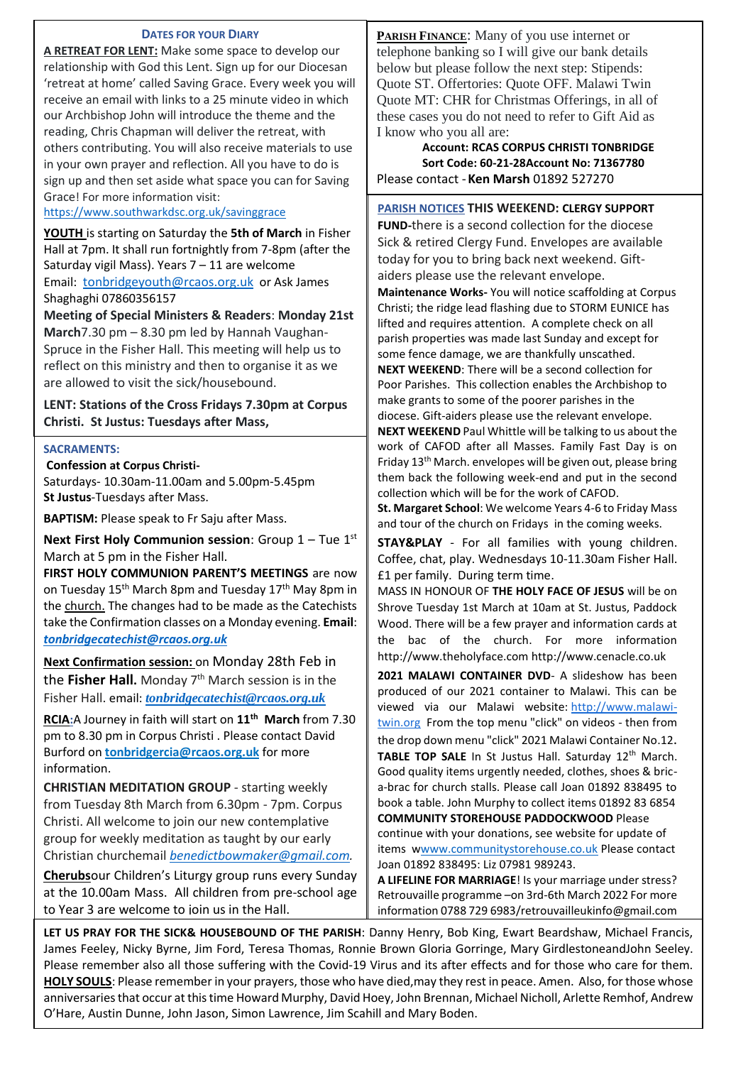### DATES FOR YOUR DIARY

**A RETREAT FOR LENT:** Make some space to develop our relationship with God this Lent. Sign up for our Diocesan 'retreat at home' called Saving Grace. Every week you will receive an email with links to a 25 minute video in which our Archbishop John will introduce the theme and the reading, Chris Chapman will deliver the retreat, with others contributing. You will also receive materials to use in your own prayer and reflection. All you have to do is sign up and then set aside what space you can for Saving Grace! For more information visit: https://www.southwarkdsc.org.uk/savinggrace

**YOUTH** is starting on Saturday the **5th of March** in Fisher Hall at 7pm. It shall run fortnightly from 7-8pm (after the Saturday vigil Mass). Years 7 – 11 are welcome Email: tonbridgeyouth@rcaos.org.uk or Ask James Shaghaghi 07860356157

**Meeting of Special Ministers & Readers**: **Monday 21st March** 7.30 pm – 8.30 pm led by Hannah Vaughan-Spruce in the Fisher Hall. This meeting will help us to reflect on this ministry and then to organise it as we are allowed to visit the sick/housebound.

**LENT: Stations of the Cross Fridays 7.30pm at Corpus Christi. St Justus: Tuesdays after Mass,**

### SACRAMENTS:

**Confession at Corpus Christi-**
Saturdays- 10.30am-11.00am and 5.00pm-5.45pm
**St Justus**-Tuesdays after Mass.

**BAPTISM:** Please speak to Fr Saju after Mass.

**Next First Holy Communion session**: Group 1 – Tue 1st March at 5 pm in the Fisher Hall.
**FIRST HOLY COMMUNION PARENT'S MEETINGS** are now on Tuesday 15th March 8pm and Tuesday 17th May 8pm in the church. The changes had to be made as the Catechists take the Confirmation classes on a Monday evening. **Email**: ***tonbridgecatechist@rcaos.org.uk***

**Next Confirmation session:** on Monday 28th Feb in the **Fisher Hall.** Monday 7th March session is in the Fisher Hall. email: ***tonbridgecatechist@rcaos.org.uk***

**RCIA**:A Journey in faith will start on **11th March** from 7.30 pm to 8.30 pm in Corpus Christi . Please contact David Burford on **tonbridgercia@rcaos.org.uk** for more information.

**CHRISTIAN MEDITATION GROUP** - starting weekly from Tuesday 8th March from 6.30pm - 7pm. Corpus Christi. All welcome to join our new contemplative group for weekly meditation as taught by our early Christian churchemail *benedictbowmaker@gmail.com.*

**Cherubs**our Children's Liturgy group runs every Sunday at the 10.00am Mass. All children from pre-school age to Year 3 are welcome to join us in the Hall.

**PARISH FINANCE**: Many of you use internet or telephone banking so I will give our bank details below but please follow the next step: Stipends: Quote ST. Offertories: Quote OFF. Malawi Twin Quote MT: CHR for Christmas Offerings, in all of these cases you do not need to refer to Gift Aid as I know who you all are:

**Account: RCAS CORPUS CHRISTI TONBRIDGE**
**Sort Code: 60-21-28Account No: 71367780**
Please contact - **Ken Marsh** 01892 527270

**PARISH NOTICES THIS WEEKEND: CLERGY SUPPORT FUND**-there is a second collection for the diocese Sick & retired Clergy Fund. Envelopes are available today for you to bring back next weekend. Gift-aiders please use the relevant envelope.

**Maintenance Works-** You will notice scaffolding at Corpus Christi; the ridge lead flashing due to STORM EUNICE has lifted and requires attention. A complete check on all parish properties was made last Sunday and except for some fence damage, we are thankfully unscathed.

**NEXT WEEKEND**: There will be a second collection for Poor Parishes. This collection enables the Archbishop to make grants to some of the poorer parishes in the diocese. Gift-aiders please use the relevant envelope.

**NEXT WEEKEND** Paul Whittle will be talking to us about the work of CAFOD after all Masses. Family Fast Day is on Friday 13th March. envelopes will be given out, please bring them back the following week-end and put in the second collection which will be for the work of CAFOD.

**St. Margaret School**: We welcome Years 4-6 to Friday Mass and tour of the church on Fridays in the coming weeks.

**STAY&PLAY** - For all families with young children. Coffee, chat, play. Wednesdays 10-11.30am Fisher Hall. £1 per family. During term time.

MASS IN HONOUR OF **THE HOLY FACE OF JESUS** will be on Shrove Tuesday 1st March at 10am at St. Justus, Paddock Wood. There will be a few prayer and information cards at the bac of the church. For more information http://www.theholyface.com http://www.cenacle.co.uk

**2021 MALAWI CONTAINER DVD**- A slideshow has been produced of our 2021 container to Malawi. This can be viewed via our Malawi website: http://www.malawi-twin.org From the top menu "click" on videos - then from the drop down menu "click" 2021 Malawi Container No.12.

**TABLE TOP SALE** In St Justus Hall. Saturday 12th March. Good quality items urgently needed, clothes, shoes & bric-a-brac for church stalls. Please call Joan 01892 838495 to book a table. John Murphy to collect items 01892 83 6854

**COMMUNITY STOREHOUSE PADDOCKWOOD** Please continue with your donations, see website for update of items wwww.communitystorehouse.co.uk Please contact Joan 01892 838495: Liz 07981 989243.

**A LIFELINE FOR MARRIAGE**! Is your marriage under stress? Retrouvaille programme –on 3rd-6th March 2022 For more information 0788 729 6983/retrouvailleukinfo@gmail.com

**LET US PRAY FOR THE SICK& HOUSEBOUND OF THE PARISH**: Danny Henry, Bob King, Ewart Beardshaw, Michael Francis, James Feeley, Nicky Byrne, Jim Ford, Teresa Thomas, Ronnie Brown Gloria Gorringe, Mary GirdlestoneandJohn Seeley. Please remember also all those suffering with the Covid-19 Virus and its after effects and for those who care for them.
**HOLY SOULS**: Please remember in your prayers, those who have died,may they rest in peace. Amen. Also, for those whose anniversaries that occur at this time Howard Murphy, David Hoey, John Brennan, Michael Nicholl, Arlette Remhof, Andrew O'Hare, Austin Dunne, John Jason, Simon Lawrence, Jim Scahill and Mary Boden.